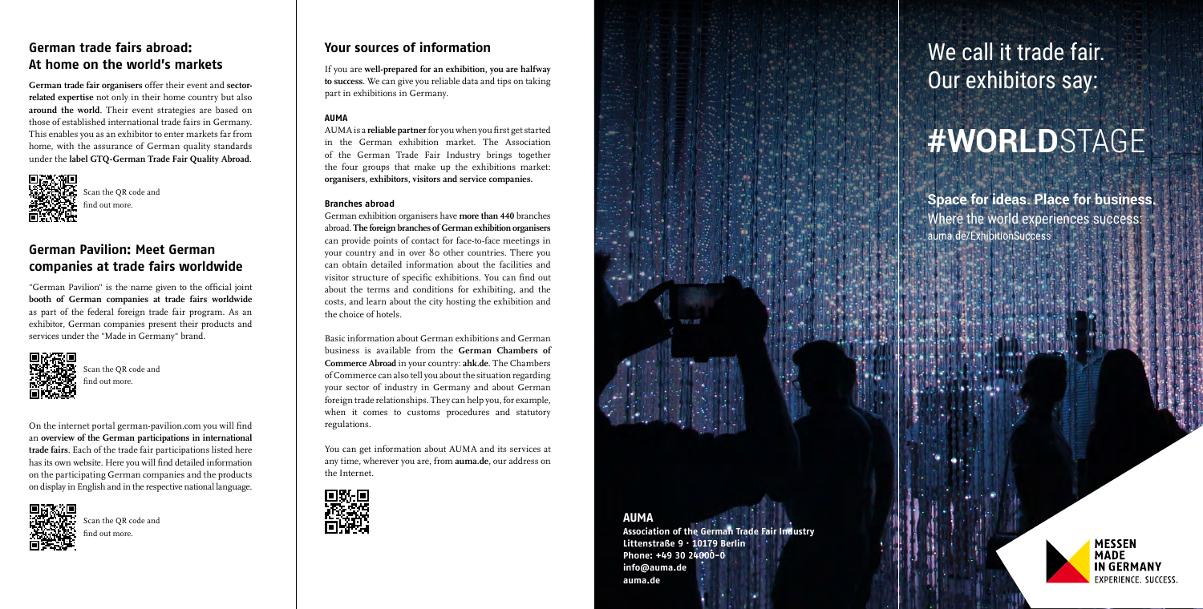## German trade fairs abroad: At home on the world's markets

**German trade fair organisers** offer their event and **sector-related expertise** not only in their home country but also **around the world**. Their event strategies are based on those of established international trade fairs in Germany. This enables you as an exhibitor to enter markets far from home, with the assurance of German quality standards under the **label GTQ-German Trade Fair Quality Abroad**.

Scan the QR code and find out more.

## German Pavilion: Meet German companies at trade fairs worldwide

"German Pavilion" is the name given to the official joint **booth of German companies at trade fairs worldwide** as part of the federal foreign trade fair program. As an exhibitor, German companies present their products and services under the "Made in Germany" brand.

Scan the QR code and find out more.

On the internet portal german-pavilion.com you will find an **overview of the German participations in international trade fairs**. Each of the trade fair participations listed here has its own website. Here you will find detailed information on the participating German companies and the products on display in English and in the respective national language.

Scan the QR code and find out more.

## Your sources of information

If you are **well-prepared for an exhibition**, **you are halfway to success**. We can give you reliable data and tips on taking part in exhibitions in Germany.

### AUMA

AUMA is a **reliable partner** for you when you first get started in the German exhibition market. The Association of the German Trade Fair Industry brings together the four groups that make up the exhibitions market: **organisers, exhibitors, visitors and service companies**.

### Branches abroad

German exhibition organisers have **more than 440** branches abroad. **The foreign branches of German exhibition organisers** can provide points of contact for face-to-face meetings in your country and in over 80 other countries. There you can obtain detailed information about the facilities and visitor structure of specific exhibitions. You can find out about the terms and conditions for exhibiting, and the costs, and learn about the city hosting the exhibition and the choice of hotels.

Basic information about German exhibitions and German business is available from the **German Chambers of Commerce Abroad** in your country: **ahk.de**. The Chambers of Commerce can also tell you about the situation regarding your sector of industry in Germany and about German foreign trade relationships. They can help you, for example, when it comes to customs procedures and statutory regulations.

You can get information about AUMA and its services at any time, wherever you are, from **auma.de**, our address on the Internet.

**AUMA**
**Association of the German Trade Fair Industry**
**Littenstraße 9 · 10179 Berlin**
**Phone: +49 30 24000-0**
**info@auma.de**
**auma.de**

# We call it trade fair. Our exhibitors say:

# **#WORLD**STAGE

**Space for ideas. Place for business.**
Where the world experiences success:
auma.de/ExhibitionSuccess

MESSEN MADE IN GERMANY
EXPERIENCE. SUCCESS.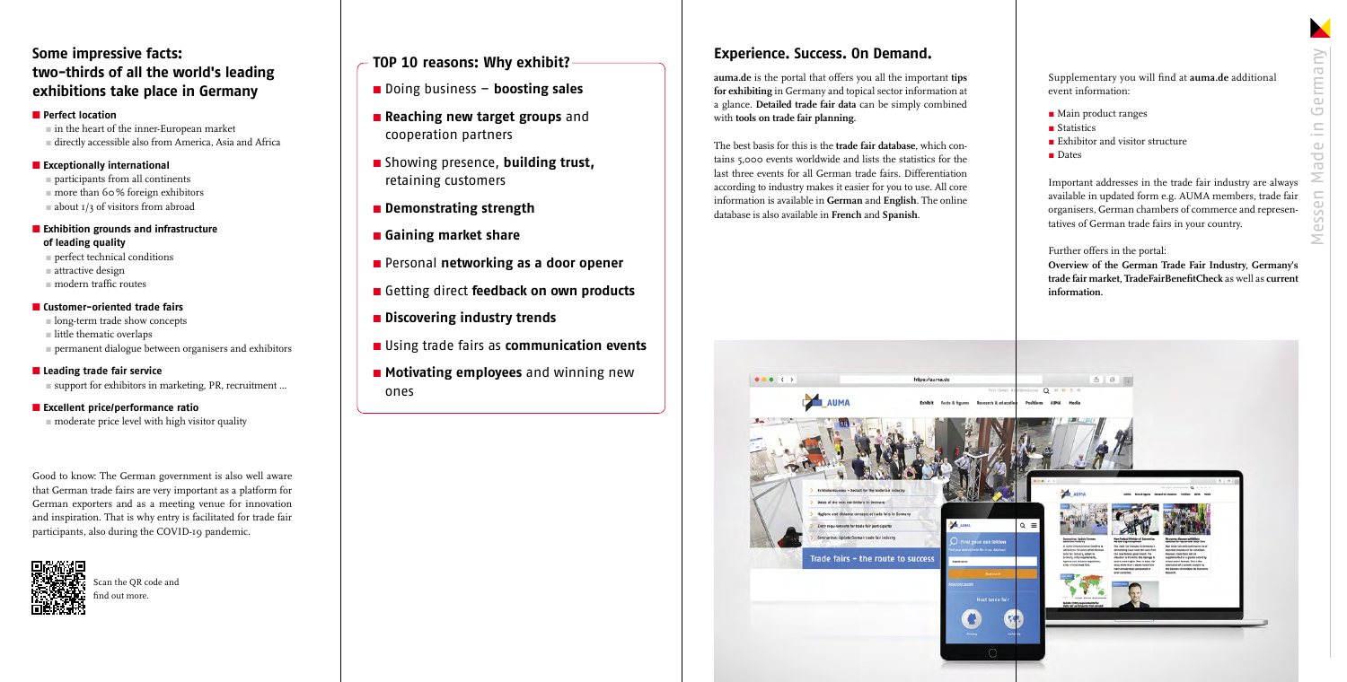## Some impressive facts: two-thirds of all the world's leading exhibitions take place in Germany

- **Perfect location**
  - in the heart of the inner-European market
  - directly accessible also from America, Asia and Africa
- **Exceptionally international**
  - participants from all continents
  - more than 60% foreign exhibitors
  - about 1/3 of visitors from abroad
- **Exhibition grounds and infrastructure of leading quality**
  - perfect technical conditions
  - attractive design
  - modern traffic routes
- **Customer-oriented trade fairs**
  - long-term trade show concepts
  - little thematic overlaps
  - permanent dialogue between organisers and exhibitors
- **Leading trade fair service**
  - support for exhibitors in marketing, PR, recruitment ...
- **Excellent price/performance ratio**
  - moderate price level with high visitor quality

Good to know: The German government is also well aware that German trade fairs are very important as a platform for German exporters and as a meeting venue for innovation and inspiration. That is why entry is facilitated for trade fair participants, also during the COVID-19 pandemic.

Scan the QR code and find out more.

## TOP 10 reasons: Why exhibit?

- Doing business – **boosting sales**
- **Reaching new target groups** and cooperation partners
- Showing presence, **building trust,** retaining customers
- **Demonstrating strength**
- **Gaining market share**
- Personal **networking as a door opener**
- Getting direct **feedback on own products**
- **Discovering industry trends**
- Using trade fairs as **communication events**
- **Motivating employees** and winning new ones

## Experience. Success. On Demand.

**auma.de** is the portal that offers you all the important **tips for exhibiting** in Germany and topical sector information at a glance. **Detailed trade fair data** can be simply combined with **tools on trade fair planning.**

The best basis for this is the **trade fair database**, which contains 5,000 events worldwide and lists the statistics for the last three events for all German trade fairs. Differentiation according to industry makes it easier for you to use. All core information is available in **German** and **English**. The online database is also available in **French** and **Spanish**.

Supplementary you will find at **auma.de** additional event information:

- Main product ranges
- Statistics
- Exhibitor and visitor structure
- Dates

Important addresses in the trade fair industry are always available in updated form e.g. AUMA members, trade fair organisers, German chambers of commerce and representatives of German trade fairs in your country.

Further offers in the portal:
**Overview of the German Trade Fair Industry, Germany's trade fair market, TradeFairBenefitCheck** as well as **current information.**

Messen Made in Germany